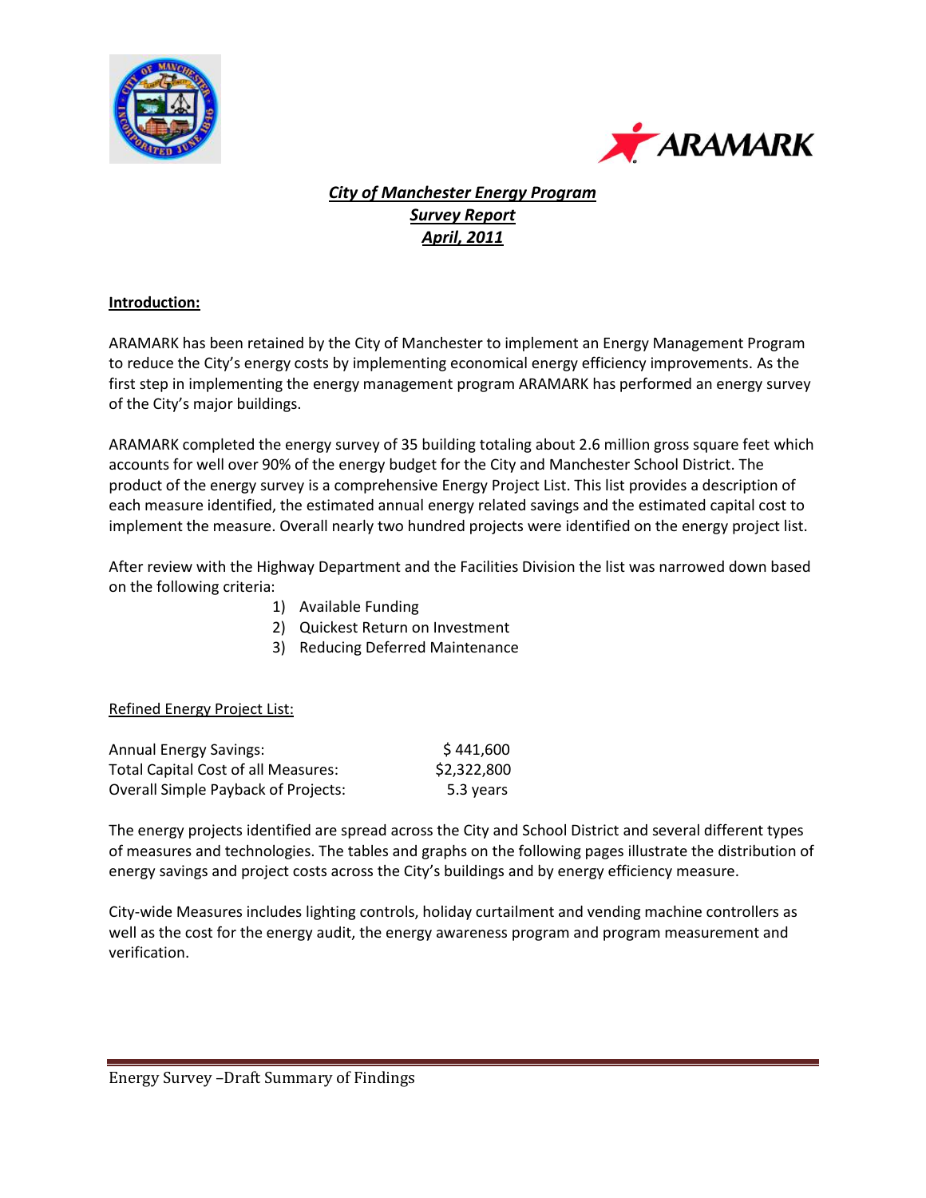# City of Manchester Energy Program
## Survey Report
## April, 2011

**Introduction:**

ARAMARK has been retained by the City of Manchester to implement an Energy Management Program to reduce the City's energy costs by implementing economical energy efficiency improvements. As the first step in implementing the energy management program ARAMARK has performed an energy survey of the City's major buildings.

ARAMARK completed the energy survey of 35 building totaling about 2.6 million gross square feet which accounts for well over 90% of the energy budget for the City and Manchester School District. The product of the energy survey is a comprehensive Energy Project List. This list provides a description of each measure identified, the estimated annual energy related savings and the estimated capital cost to implement the measure. Overall nearly two hundred projects were identified on the energy project list.

After review with the Highway Department and the Facilities Division the list was narrowed down based on the following criteria:

1) Available Funding
2) Quickest Return on Investment
3) Reducing Deferred Maintenance

Refined Energy Project List:

| | |
|---|---|
| Annual Energy Savings: | $ 441,600 |
| Total Capital Cost of all Measures: | $2,322,800 |
| Overall Simple Payback of Projects: | 5.3 years |

The energy projects identified are spread across the City and School District and several different types of measures and technologies. The tables and graphs on the following pages illustrate the distribution of energy savings and project costs across the City's buildings and by energy efficiency measure.

City-wide Measures includes lighting controls, holiday curtailment and vending machine controllers as well as the cost for the energy audit, the energy awareness program and program measurement and verification.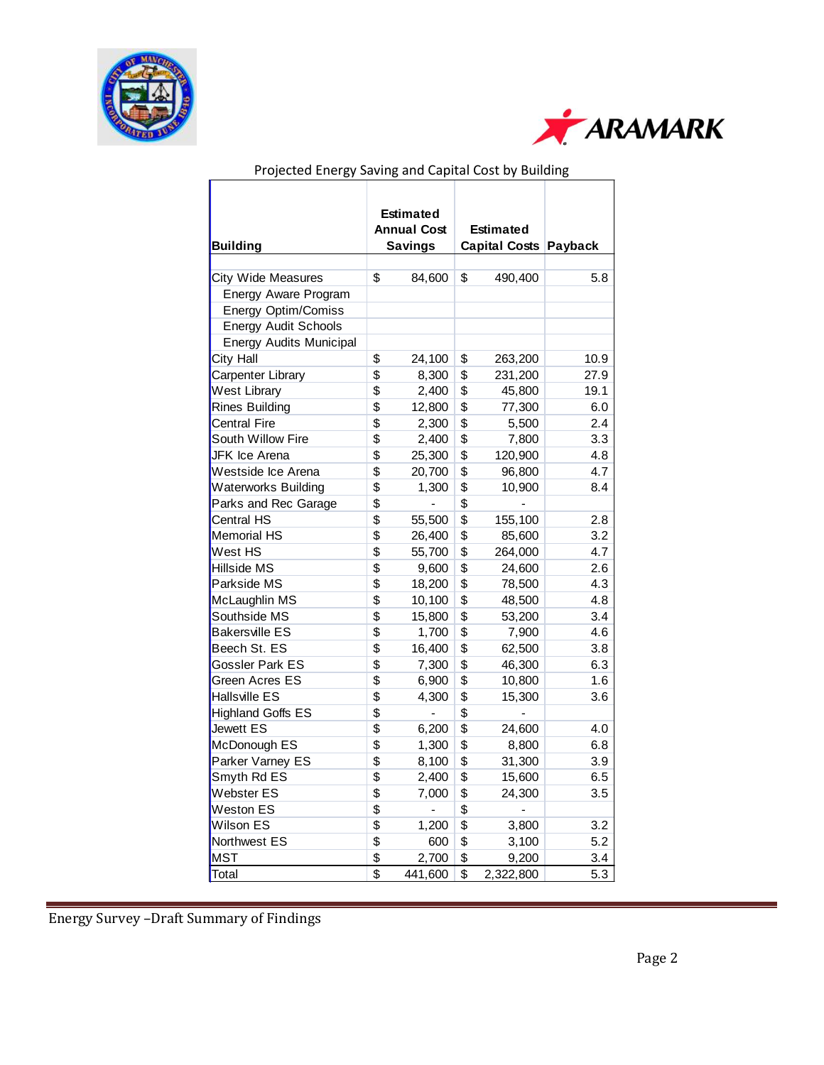Projected Energy Saving and Capital Cost by Building

| Building | Estimated Annual Cost Savings | Estimated Capital Costs | Payback |
|---|---|---|---|
| City Wide Measures | $ 84,600 | $ 490,400 | 5.8 |
| Energy Aware Program | | | |
| Energy Optim/Comiss | | | |
| Energy Audit Schools | | | |
| Energy Audits Municipal | | | |
| City Hall | $ 24,100 | $ 263,200 | 10.9 |
| Carpenter Library | $ 8,300 | $ 231,200 | 27.9 |
| West Library | $ 2,400 | $ 45,800 | 19.1 |
| Rines Building | $ 12,800 | $ 77,300 | 6.0 |
| Central Fire | $ 2,300 | $ 5,500 | 2.4 |
| South Willow Fire | $ 2,400 | $ 7,800 | 3.3 |
| JFK Ice Arena | $ 25,300 | $ 120,900 | 4.8 |
| Westside Ice Arena | $ 20,700 | $ 96,800 | 4.7 |
| Waterworks Building | $ 1,300 | $ 10,900 | 8.4 |
| Parks and Rec Garage | $ - | $ - | |
| Central HS | $ 55,500 | $ 155,100 | 2.8 |
| Memorial HS | $ 26,400 | $ 85,600 | 3.2 |
| West HS | $ 55,700 | $ 264,000 | 4.7 |
| Hillside MS | $ 9,600 | $ 24,600 | 2.6 |
| Parkside MS | $ 18,200 | $ 78,500 | 4.3 |
| McLaughlin MS | $ 10,100 | $ 48,500 | 4.8 |
| Southside MS | $ 15,800 | $ 53,200 | 3.4 |
| Bakersville ES | $ 1,700 | $ 7,900 | 4.6 |
| Beech St. ES | $ 16,400 | $ 62,500 | 3.8 |
| Gossler Park ES | $ 7,300 | $ 46,300 | 6.3 |
| Green Acres ES | $ 6,900 | $ 10,800 | 1.6 |
| Hallsville ES | $ 4,300 | $ 15,300 | 3.6 |
| Highland Goffs ES | $ - | $ - | |
| Jewett ES | $ 6,200 | $ 24,600 | 4.0 |
| McDonough ES | $ 1,300 | $ 8,800 | 6.8 |
| Parker Varney ES | $ 8,100 | $ 31,300 | 3.9 |
| Smyth Rd ES | $ 2,400 | $ 15,600 | 6.5 |
| Webster ES | $ 7,000 | $ 24,300 | 3.5 |
| Weston ES | $ - | $ - | |
| Wilson ES | $ 1,200 | $ 3,800 | 3.2 |
| Northwest ES | $ 600 | $ 3,100 | 5.2 |
| MST | $ 2,700 | $ 9,200 | 3.4 |
| Total | $ 441,600 | $ 2,322,800 | 5.3 |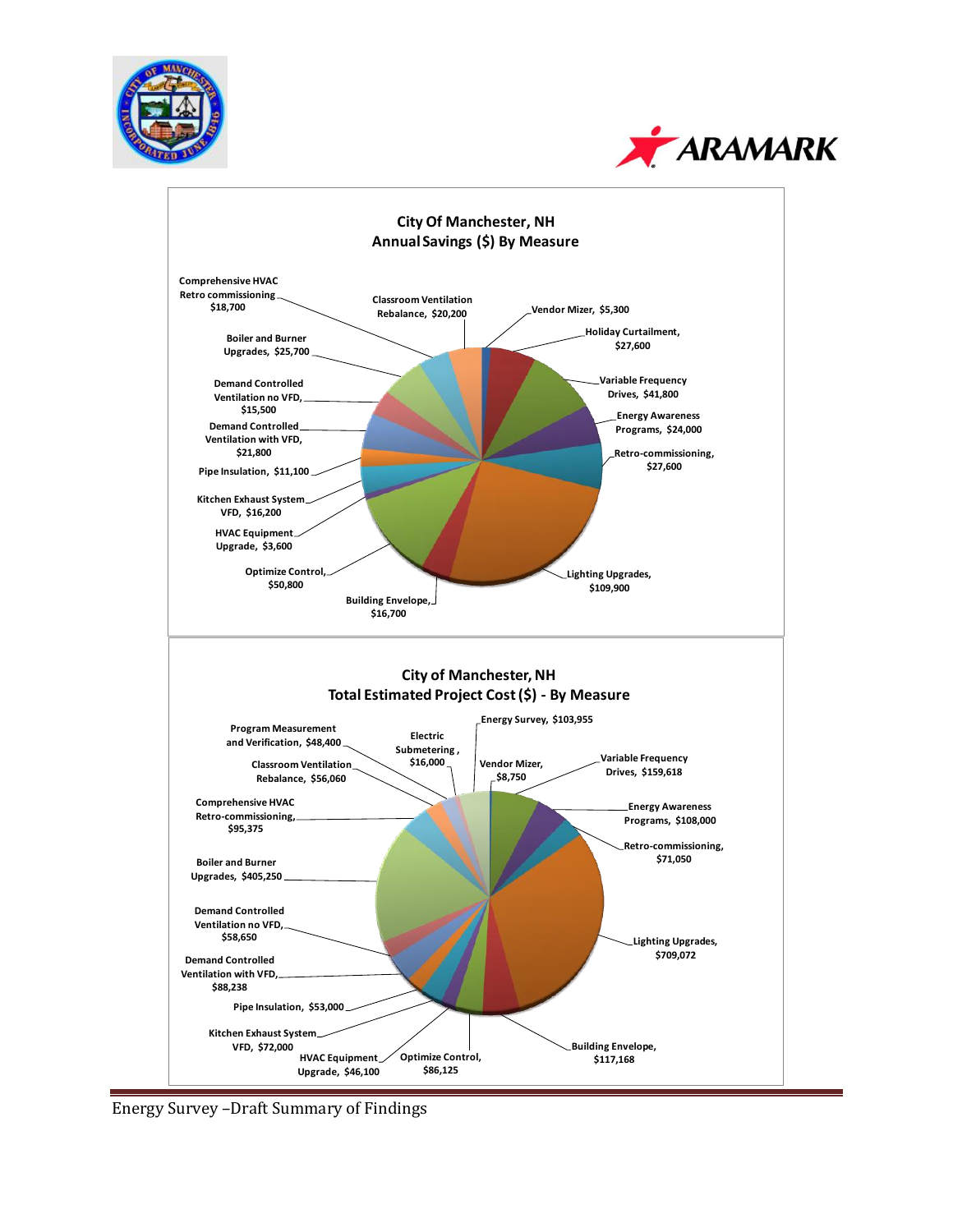## City Of Manchester, NH
## Annual Savings ($) By Measure

- Vendor Mizer, $5,300
- Holiday Curtailment, $27,600
- Variable Frequency Drives, $41,800
- Energy Awareness Programs, $24,000
- Retro-commissioning, $27,600
- Lighting Upgrades, $109,900
- Building Envelope, $16,700
- Optimize Control, $50,800
- HVAC Equipment Upgrade, $3,600
- Kitchen Exhaust System VFD, $16,200
- Pipe Insulation, $11,100
- Demand Controlled Ventilation with VFD, $21,800
- Demand Controlled Ventilation no VFD, $15,500
- Boiler and Burner Upgrades, $25,700
- Comprehensive HVAC Retro commissioning, $18,700
- Classroom Ventilation Rebalance, $20,200

## City of Manchester, NH
## Total Estimated Project Cost ($) - By Measure

- Energy Survey, $103,955
- Vendor Mizer, $8,750
- Variable Frequency Drives, $159,618
- Energy Awareness Programs, $108,000
- Retro-commissioning, $71,050
- Lighting Upgrades, $709,072
- Building Envelope, $117,168
- Optimize Control, $86,125
- HVAC Equipment Upgrade, $46,100
- Kitchen Exhaust System VFD, $72,000
- Pipe Insulation, $53,000
- Demand Controlled Ventilation with VFD, $88,238
- Demand Controlled Ventilation no VFD, $58,650
- Boiler and Burner Upgrades, $405,250
- Comprehensive HVAC Retro-commissioning, $95,375
- Classroom Ventilation Rebalance, $56,060
- Program Measurement and Verification, $48,400
- Electric Submetering, $16,000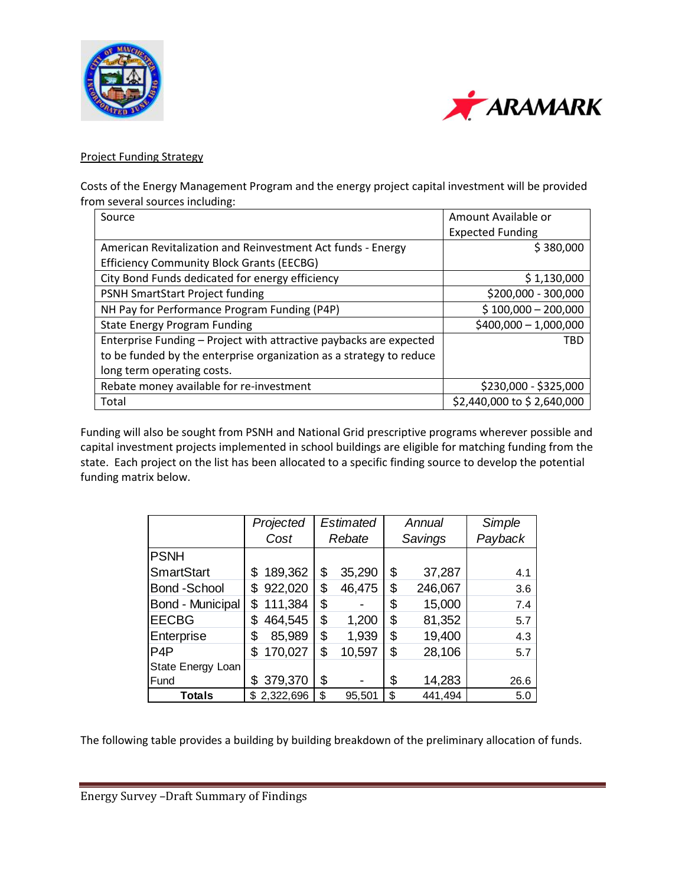Project Funding Strategy

Costs of the Energy Management Program and the energy project capital investment will be provided from several sources including:

| Source | Amount Available or Expected Funding |
|---|---|
| American Revitalization and Reinvestment Act funds - Energy Efficiency Community Block Grants (EECBG) | $ 380,000 |
| City Bond Funds dedicated for energy efficiency | $ 1,130,000 |
| PSNH SmartStart Project funding | $200,000 - 300,000 |
| NH Pay for Performance Program Funding (P4P) | $ 100,000 – 200,000 |
| State Energy Program Funding | $400,000 – 1,000,000 |
| Enterprise Funding – Project with attractive paybacks are expected to be funded by the enterprise organization as a strategy to reduce long term operating costs. | TBD |
| Rebate money available for re-investment | $230,000 - $325,000 |
| Total | $2,440,000 to $ 2,640,000 |

Funding will also be sought from PSNH and National Grid prescriptive programs wherever possible and capital investment projects implemented in school buildings are eligible for matching funding from the state. Each project on the list has been allocated to a specific finding source to develop the potential funding matrix below.

| | *Projected Cost* | *Estimated Rebate* | *Annual Savings* | *Simple Payback* |
|---|---|---|---|---|
| PSNH SmartStart | $ 189,362 | $ 35,290 | $ 37,287 | 4.1 |
| Bond -School | $ 922,020 | $ 46,475 | $ 246,067 | 3.6 |
| Bond - Municipal | $ 111,384 | $ - | $ 15,000 | 7.4 |
| EECBG | $ 464,545 | $ 1,200 | $ 81,352 | 5.7 |
| Enterprise | $ 85,989 | $ 1,939 | $ 19,400 | 4.3 |
| P4P | $ 170,027 | $ 10,597 | $ 28,106 | 5.7 |
| State Energy Loan Fund | $ 379,370 | $ - | $ 14,283 | 26.6 |
| **Totals** | $ 2,322,696 | $ 95,501 | $ 441,494 | 5.0 |

The following table provides a building by building breakdown of the preliminary allocation of funds.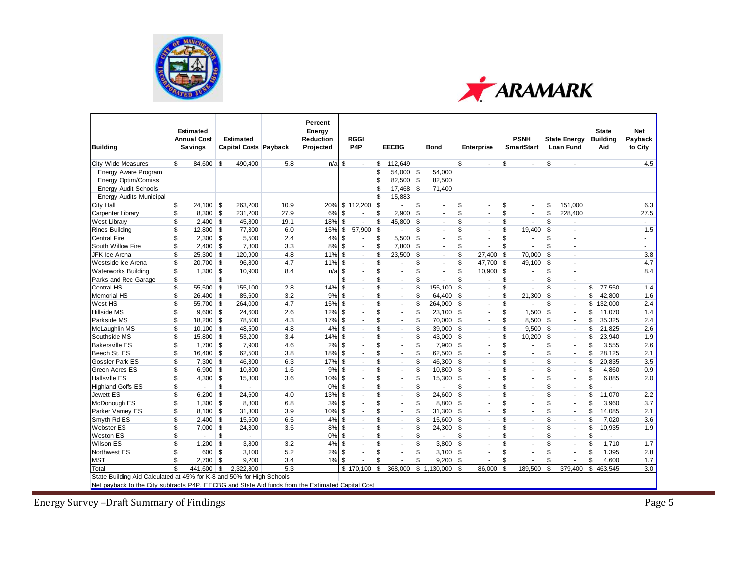| Building | Estimated Annual Cost Savings | Estimated Capital Costs | Payback | Percent Energy Reduction Projected | RGGI P4P | EECBG | Bond | Enterprise | PSNH SmartStart | State Energy Loan Fund | State Building Aid | Net Payback to City |
|---|---|---|---|---|---|---|---|---|---|---|---|---|
| City Wide Measures | $ 84,600 | $ 490,400 | 5.8 | n/a | $ - | $ 112,649 | | $ - | $ - | $ - | | 4.5 |
| Energy Aware Program | | | | | | $ 54,000 | $ 54,000 | | | | | |
| Energy Optim/Comiss | | | | | | $ 82,500 | $ 82,500 | | | | | |
| Energy Audit Schools | | | | | | $ 17,468 | $ 71,400 | | | | | |
| Energy Audits Municipal | | | | | | $ 15,883 | | | | | | |
| City Hall | $ 24,100 | $ 263,200 | 10.9 | 20% | $ 112,200 | $ - | $ - | $ - | $ - | $ 151,000 | | 6.3 |
| Carpenter Library | $ 8,300 | $ 231,200 | 27.9 | 6% | $ - | $ 2,900 | $ - | $ - | $ - | $ 228,400 | | 27.5 |
| West Library | $ 2,400 | $ 45,800 | 19.1 | 18% | $ - | $ 45,800 | $ - | $ - | $ - | $ - | | - |
| Rines Building | $ 12,800 | $ 77,300 | 6.0 | 15% | $ 57,900 | $ - | $ - | $ - | $ 19,400 | $ - | | 1.5 |
| Central Fire | $ 2,300 | $ 5,500 | 2.4 | 4% | $ - | $ 5,500 | $ - | $ - | $ - | $ - | | - |
| South Willow Fire | $ 2,400 | $ 7,800 | 3.3 | 8% | $ - | $ 7,800 | $ - | $ - | $ - | $ - | | - |
| JFK Ice Arena | $ 25,300 | $ 120,900 | 4.8 | 11% | $ - | $ 23,500 | $ - | $ 27,400 | $ 70,000 | $ - | | 3.8 |
| Westside Ice Arena | $ 20,700 | $ 96,800 | 4.7 | 11% | $ - | $ - | $ - | $ 47,700 | $ 49,100 | $ - | | 4.7 |
| Waterworks Building | $ 1,300 | $ 10,900 | 8.4 | n/a | $ - | $ - | $ - | $ 10,900 | $ - | $ - | | 8.4 |
| Parks and Rec Garage | $ - | $ - | | | $ - | $ - | $ - | $ - | $ - | $ - | | |
| Central HS | $ 55,500 | $ 155,100 | 2.8 | 14% | $ - | $ - | $ 155,100 | $ - | $ - | $ - | $ 77,550 | 1.4 |
| Memorial HS | $ 26,400 | $ 85,600 | 3.2 | 9% | $ - | $ - | $ 64,400 | $ - | $ 21,300 | $ - | $ 42,800 | 1.6 |
| West HS | $ 55,700 | $ 264,000 | 4.7 | 15% | $ - | $ - | $ 264,000 | $ - | $ - | $ - | $ 132,000 | 2.4 |
| Hillside MS | $ 9,600 | $ 24,600 | 2.6 | 12% | $ - | $ - | $ 23,100 | $ - | $ 1,500 | $ - | $ 11,070 | 1.4 |
| Parkside MS | $ 18,200 | $ 78,500 | 4.3 | 17% | $ - | $ - | $ 70,000 | $ - | $ 8,500 | $ - | $ 35,325 | 2.4 |
| McLaughlin MS | $ 10,100 | $ 48,500 | 4.8 | 4% | $ - | $ - | $ 39,000 | $ - | $ 9,500 | $ - | $ 21,825 | 2.6 |
| Southside MS | $ 15,800 | $ 53,200 | 3.4 | 14% | $ - | $ - | $ 43,000 | $ - | $ 10,200 | $ - | $ 23,940 | 1.9 |
| Bakersville ES | $ 1,700 | $ 7,900 | 4.6 | 2% | $ - | $ - | $ 7,900 | $ - | $ - | $ - | $ 3,555 | 2.6 |
| Beech St. ES | $ 16,400 | $ 62,500 | 3.8 | 18% | $ - | $ - | $ 62,500 | $ - | $ - | $ - | $ 28,125 | 2.1 |
| Gossler Park ES | $ 7,300 | $ 46,300 | 6.3 | 17% | $ - | $ - | $ 46,300 | $ - | $ - | $ - | $ 20,835 | 3.5 |
| Green Acres ES | $ 6,900 | $ 10,800 | 1.6 | 9% | $ - | $ - | $ 10,800 | $ - | $ - | $ - | $ 4,860 | 0.9 |
| Hallsville ES | $ 4,300 | $ 15,300 | 3.6 | 10% | $ - | $ - | $ 15,300 | $ - | $ - | $ - | $ 6,885 | 2.0 |
| Highland Goffs ES | $ - | $ - | | 0% | $ - | $ - | $ - | $ - | $ - | $ - | $ - | |
| Jewett ES | $ 6,200 | $ 24,600 | 4.0 | 13% | $ - | $ - | $ 24,600 | $ - | $ - | $ - | $ 11,070 | 2.2 |
| McDonough ES | $ 1,300 | $ 8,800 | 6.8 | 3% | $ - | $ - | $ 8,800 | $ - | $ - | $ - | $ 3,960 | 3.7 |
| Parker Varney ES | $ 8,100 | $ 31,300 | 3.9 | 10% | $ - | $ - | $ 31,300 | $ - | $ - | $ - | $ 14,085 | 2.1 |
| Smyth Rd ES | $ 2,400 | $ 15,600 | 6.5 | 4% | $ - | $ - | $ 15,600 | $ - | $ - | $ - | $ 7,020 | 3.6 |
| Webster ES | $ 7,000 | $ 24,300 | 3.5 | 8% | $ - | $ - | $ 24,300 | $ - | $ - | $ - | $ 10,935 | 1.9 |
| Weston ES | $ - | $ - | | 0% | $ - | $ - | $ - | $ - | $ - | $ - | $ - | |
| Wilson ES | $ 1,200 | $ 3,800 | 3.2 | 4% | $ - | $ - | $ 3,800 | $ - | $ - | $ - | $ 1,710 | 1.7 |
| Northwest ES | $ 600 | $ 3,100 | 5.2 | 2% | $ - | $ - | $ 3,100 | $ - | $ - | $ - | $ 1,395 | 2.8 |
| MST | $ 2,700 | $ 9,200 | 3.4 | 1% | $ - | $ - | $ 9,200 | $ - | $ - | $ - | $ 4,600 | 1.7 |
| Total | $ 441,600 | $ 2,322,800 | 5.3 | | $ 170,100 | $ 368,000 | $ 1,130,000 | $ 86,000 | $ 189,500 | $ 379,400 | $ 463,545 | 3.0 |

State Building Aid Calculated at 45% for K-8 and 50% for High Schools

Net payback to the City subtracts P4P, EECBG and State Aid funds from the Estimated Capital Cost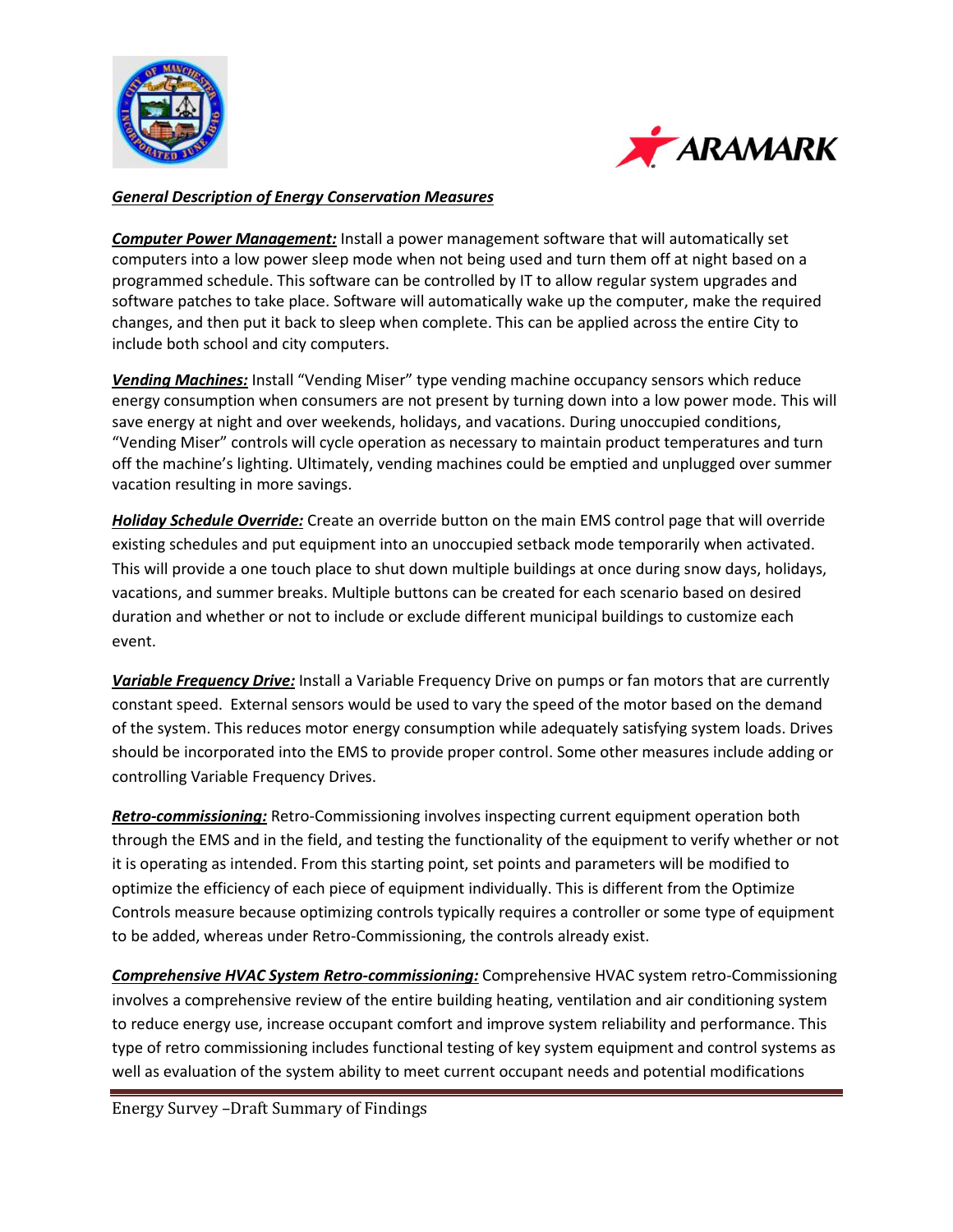***General Description of Energy Conservation Measures***

***Computer Power Management:*** Install a power management software that will automatically set computers into a low power sleep mode when not being used and turn them off at night based on a programmed schedule. This software can be controlled by IT to allow regular system upgrades and software patches to take place. Software will automatically wake up the computer, make the required changes, and then put it back to sleep when complete. This can be applied across the entire City to include both school and city computers.

***Vending Machines:*** Install "Vending Miser" type vending machine occupancy sensors which reduce energy consumption when consumers are not present by turning down into a low power mode. This will save energy at night and over weekends, holidays, and vacations. During unoccupied conditions, "Vending Miser" controls will cycle operation as necessary to maintain product temperatures and turn off the machine's lighting. Ultimately, vending machines could be emptied and unplugged over summer vacation resulting in more savings.

***Holiday Schedule Override:*** Create an override button on the main EMS control page that will override existing schedules and put equipment into an unoccupied setback mode temporarily when activated. This will provide a one touch place to shut down multiple buildings at once during snow days, holidays, vacations, and summer breaks. Multiple buttons can be created for each scenario based on desired duration and whether or not to include or exclude different municipal buildings to customize each event.

***Variable Frequency Drive:*** Install a Variable Frequency Drive on pumps or fan motors that are currently constant speed. External sensors would be used to vary the speed of the motor based on the demand of the system. This reduces motor energy consumption while adequately satisfying system loads. Drives should be incorporated into the EMS to provide proper control. Some other measures include adding or controlling Variable Frequency Drives.

***Retro-commissioning:*** Retro-Commissioning involves inspecting current equipment operation both through the EMS and in the field, and testing the functionality of the equipment to verify whether or not it is operating as intended. From this starting point, set points and parameters will be modified to optimize the efficiency of each piece of equipment individually. This is different from the Optimize Controls measure because optimizing controls typically requires a controller or some type of equipment to be added, whereas under Retro-Commissioning, the controls already exist.

***Comprehensive HVAC System Retro-commissioning:*** Comprehensive HVAC system retro-Commissioning involves a comprehensive review of the entire building heating, ventilation and air conditioning system to reduce energy use, increase occupant comfort and improve system reliability and performance. This type of retro commissioning includes functional testing of key system equipment and control systems as well as evaluation of the system ability to meet current occupant needs and potential modifications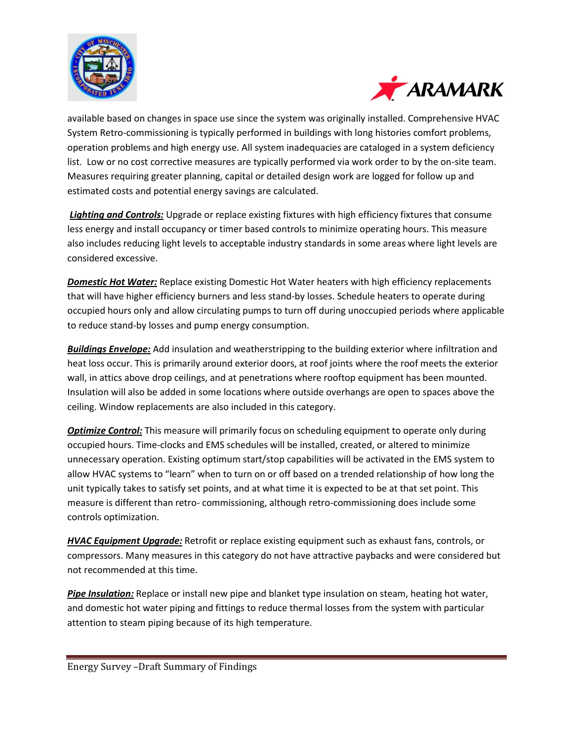available based on changes in space use since the system was originally installed. Comprehensive HVAC System Retro-commissioning is typically performed in buildings with long histories comfort problems, operation problems and high energy use. All system inadequacies are cataloged in a system deficiency list. Low or no cost corrective measures are typically performed via work order to by the on-site team. Measures requiring greater planning, capital or detailed design work are logged for follow up and estimated costs and potential energy savings are calculated.

***Lighting and Controls:*** Upgrade or replace existing fixtures with high efficiency fixtures that consume less energy and install occupancy or timer based controls to minimize operating hours. This measure also includes reducing light levels to acceptable industry standards in some areas where light levels are considered excessive.

***Domestic Hot Water:*** Replace existing Domestic Hot Water heaters with high efficiency replacements that will have higher efficiency burners and less stand-by losses. Schedule heaters to operate during occupied hours only and allow circulating pumps to turn off during unoccupied periods where applicable to reduce stand-by losses and pump energy consumption.

***Buildings Envelope:*** Add insulation and weatherstripping to the building exterior where infiltration and heat loss occur. This is primarily around exterior doors, at roof joints where the roof meets the exterior wall, in attics above drop ceilings, and at penetrations where rooftop equipment has been mounted. Insulation will also be added in some locations where outside overhangs are open to spaces above the ceiling. Window replacements are also included in this category.

***Optimize Control:*** This measure will primarily focus on scheduling equipment to operate only during occupied hours. Time-clocks and EMS schedules will be installed, created, or altered to minimize unnecessary operation. Existing optimum start/stop capabilities will be activated in the EMS system to allow HVAC systems to "learn" when to turn on or off based on a trended relationship of how long the unit typically takes to satisfy set points, and at what time it is expected to be at that set point. This measure is different than retro- commissioning, although retro-commissioning does include some controls optimization.

***HVAC Equipment Upgrade:*** Retrofit or replace existing equipment such as exhaust fans, controls, or compressors. Many measures in this category do not have attractive paybacks and were considered but not recommended at this time.

***Pipe Insulation:*** Replace or install new pipe and blanket type insulation on steam, heating hot water, and domestic hot water piping and fittings to reduce thermal losses from the system with particular attention to steam piping because of its high temperature.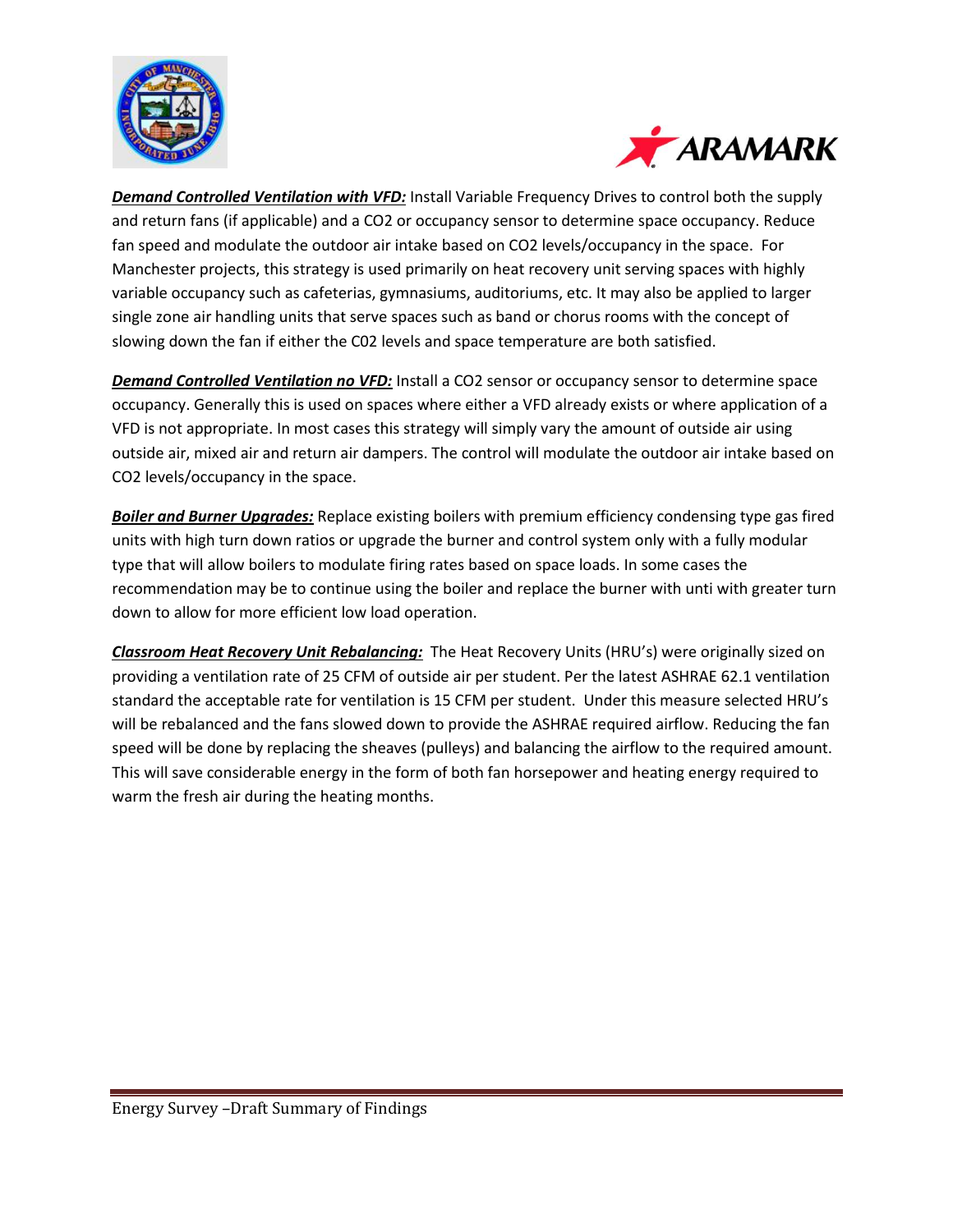***Demand Controlled Ventilation with VFD:*** Install Variable Frequency Drives to control both the supply and return fans (if applicable) and a $CO_2$ or occupancy sensor to determine space occupancy. Reduce fan speed and modulate the outdoor air intake based on $CO_2$ levels/occupancy in the space. For Manchester projects, this strategy is used primarily on heat recovery unit serving spaces with highly variable occupancy such as cafeterias, gymnasiums, auditoriums, etc. It may also be applied to larger single zone air handling units that serve spaces such as band or chorus rooms with the concept of slowing down the fan if either the C02 levels and space temperature are both satisfied.

***Demand Controlled Ventilation no VFD:*** Install a $CO_2$ sensor or occupancy sensor to determine space occupancy. Generally this is used on spaces where either a VFD already exists or where application of a VFD is not appropriate. In most cases this strategy will simply vary the amount of outside air using outside air, mixed air and return air dampers. The control will modulate the outdoor air intake based on $CO_2$ levels/occupancy in the space.

***Boiler and Burner Upgrades:*** Replace existing boilers with premium efficiency condensing type gas fired units with high turn down ratios or upgrade the burner and control system only with a fully modular type that will allow boilers to modulate firing rates based on space loads. In some cases the recommendation may be to continue using the boiler and replace the burner with unti with greater turn down to allow for more efficient low load operation.

***Classroom Heat Recovery Unit Rebalancing:*** The Heat Recovery Units (HRU's) were originally sized on providing a ventilation rate of 25 CFM of outside air per student. Per the latest ASHRAE 62.1 ventilation standard the acceptable rate for ventilation is 15 CFM per student. Under this measure selected HRU's will be rebalanced and the fans slowed down to provide the ASHRAE required airflow. Reducing the fan speed will be done by replacing the sheaves (pulleys) and balancing the airflow to the required amount. This will save considerable energy in the form of both fan horsepower and heating energy required to warm the fresh air during the heating months.